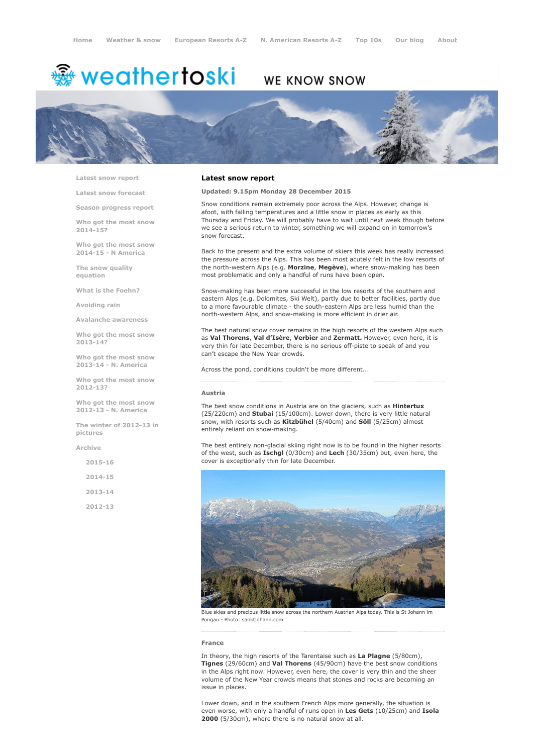Home | Weather & snow | European Resorts A-Z | N. American Resorts A-Z | Top 10s | Our blog | About

# weathertoski

WE KNOW SNOW

- Latest snow report
- Latest snow forecast
- Season progress report
- Who got the most snow 2014-15?
- Who got the most snow 2014-15 - N America
- The snow quality equation
- What is the Foehn?
- Avoiding rain
- Avalanche awareness
- Who got the most snow 2013-14?
- Who got the most snow 2013-14 - N. America
- Who got the most snow 2012-13?
- Who got the most snow 2012-13 - N. America
- The winter of 2012-13 in pictures
- Archive
  - 2015-16
  - 2014-15
  - 2013-14
  - 2012-13

## Latest snow report

**Updated: 9.15pm Monday 28 December 2015**

Snow conditions remain extremely poor across the Alps. However, change is afoot, with falling temperatures and a little snow in places as early as this Thursday and Friday. We will probably have to wait until next week though before we see a serious return to winter, something we will expand on in tomorrow's snow forecast.

Back to the present and the extra volume of skiers this week has really increased the pressure across the Alps. This has been most acutely felt in the low resorts of the north-western Alps (e.g. **Morzine**, **Megève**), where snow-making has been most problematic and only a handful of runs have been open.

Snow-making has been more successful in the low resorts of the southern and eastern Alps (e.g. Dolomites, Ski Welt), partly due to better facilities, partly due to a more favourable climate - the south-eastern Alps are less humid than the north-western Alps, and snow-making is more efficient in drier air.

The best natural snow cover remains in the high resorts of the western Alps such as **Val Thorens**, **Val d'Isère**, **Verbier** and **Zermatt.** However, even here, it is very thin for late December, there is no serious off-piste to speak of and you can't escape the New Year crowds.

Across the pond, conditions couldn't be more different...

### Austria

The best snow conditions in Austria are on the glaciers, such as **Hintertux** (25/220cm) and **Stubai** (15/100cm). Lower down, there is very little natural snow, with resorts such as **Kitzbühel** (5/40cm) and **Söll** (5/25cm) almost entirely reliant on snow-making.

The best entirely non-glacial skiing right now is to be found in the higher resorts of the west, such as **Ischgl** (0/30cm) and **Lech** (30/35cm) but, even here, the cover is exceptionally thin for late December.

Blue skies and precious little snow across the northern Austrian Alps today. This is St Johann im Pongau - Photo: sanktjohann.com

### France

In theory, the high resorts of the Tarentaise such as **La Plagne** (5/80cm), **Tignes** (29/60cm) and **Val Thorens** (45/90cm) have the best snow conditions in the Alps right now. However, even here, the cover is very thin and the sheer volume of the New Year crowds means that stones and rocks are becoming an issue in places.

Lower down, and in the southern French Alps more generally, the situation is even worse, with only a handful of runs open in **Les Gets** (10/25cm) and **Isola 2000** (5/30cm), where there is no natural snow at all.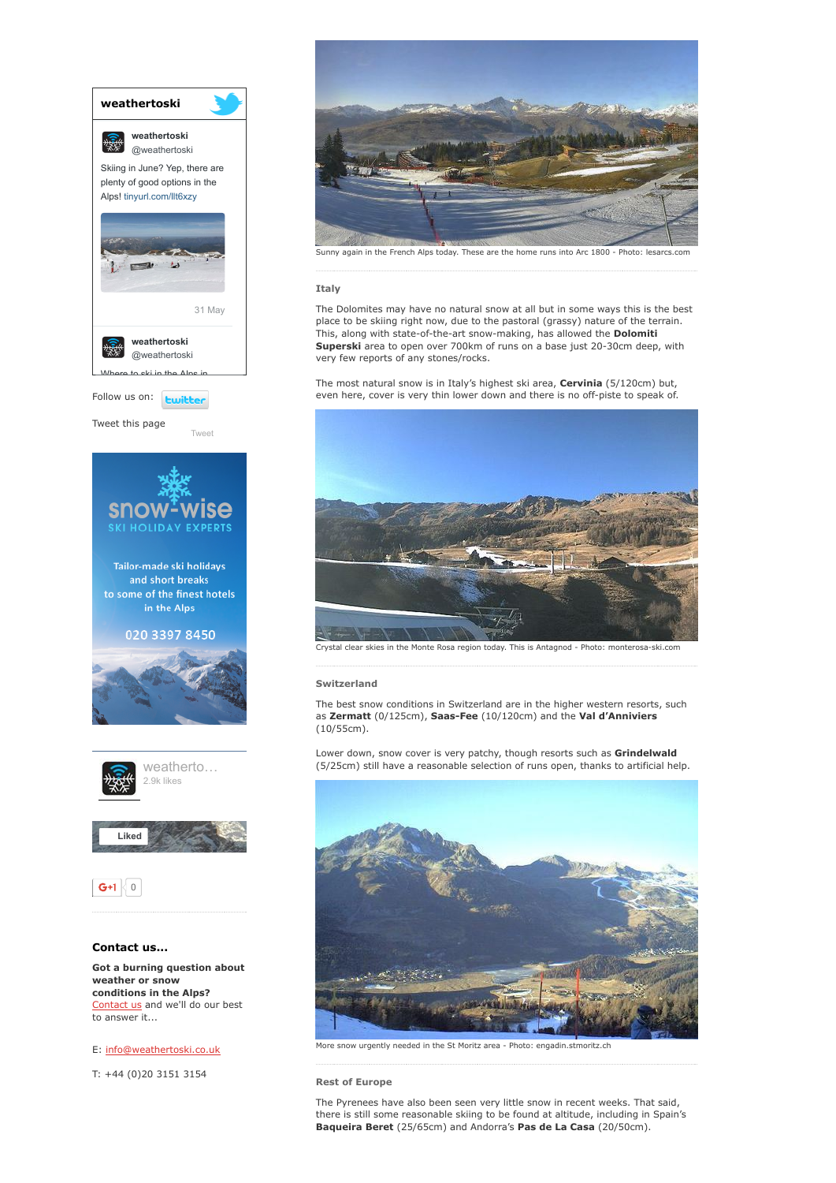Sunny again in the French Alps today. These are the home runs into Arc 1800 - Photo: lesarcs.com

### Italy

The Dolomites may have no natural snow at all but in some ways this is the best place to be skiing right now, due to the pastoral (grassy) nature of the terrain. This, along with state-of-the-art snow-making, has allowed the **Dolomiti Superski** area to open over 700km of runs on a base just 20-30cm deep, with very few reports of any stones/rocks.

The most natural snow is in Italy's highest ski area, **Cervinia** (5/120cm) but, even here, cover is very thin lower down and there is no off-piste to speak of.

Crystal clear skies in the Monte Rosa region today. This is Antagnod - Photo: monterosa-ski.com

### Switzerland

The best snow conditions in Switzerland are in the higher western resorts, such as **Zermatt** (0/125cm), **Saas-Fee** (10/120cm) and the **Val d'Anniviers** (10/55cm).

Lower down, snow cover is very patchy, though resorts such as **Grindelwald** (5/25cm) still have a reasonable selection of runs open, thanks to artificial help.

More snow urgently needed in the St Moritz area - Photo: engadin.stmoritz.ch

### Rest of Europe

The Pyrenees have also been seen very little snow in recent weeks. That said, there is still some reasonable skiing to be found at altitude, including in Spain's **Baqueira Beret** (25/65cm) and Andorra's **Pas de La Casa** (20/50cm).

---

**weathertoski**

weathertoski @weathertoski

Skiing in June? Yep, there are plenty of good options in the Alps! tinyurl.com/llt6xzy

31 May

weathertoski @weathertoski

Where to ski in the Alps in...

Follow us on: twitter

Tweet this page Tweet

snow-wise SKI HOLIDAY EXPERTS

Tailor-made ski holidays and short breaks to some of the finest hotels in the Alps

020 3397 8450

weatherto... 2.9k likes

Liked

G+1 0

### Contact us...

**Got a burning question about weather or snow conditions in the Alps?** Contact us and we'll do our best to answer it...

E: info@weathertoski.co.uk

T: +44 (0)20 3151 3154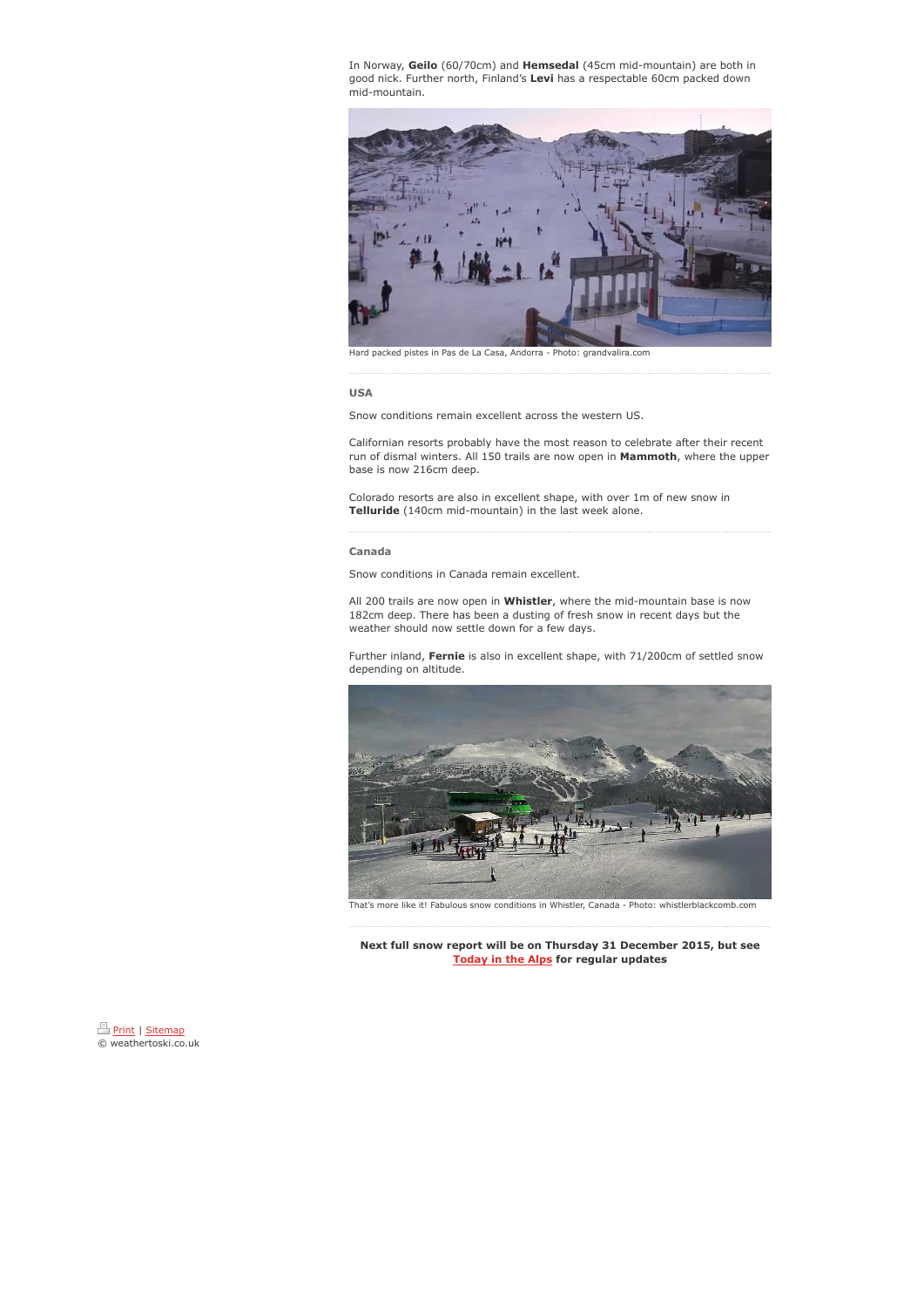In Norway, **Geilo** (60/70cm) and **Hemsedal** (45cm mid-mountain) are both in good nick. Further north, Finland's **Levi** has a respectable 60cm packed down mid-mountain.

Hard packed pistes in Pas de La Casa, Andorra - Photo: grandvalira.com

### USA

Snow conditions remain excellent across the western US.

Californian resorts probably have the most reason to celebrate after their recent run of dismal winters. All 150 trails are now open in **Mammoth**, where the upper base is now 216cm deep.

Colorado resorts are also in excellent shape, with over 1m of new snow in **Telluride** (140cm mid-mountain) in the last week alone.

### Canada

Snow conditions in Canada remain excellent.

All 200 trails are now open in **Whistler**, where the mid-mountain base is now 182cm deep. There has been a dusting of fresh snow in recent days but the weather should now settle down for a few days.

Further inland, **Fernie** is also in excellent shape, with 71/200cm of settled snow depending on altitude.

That's more like it! Fabulous snow conditions in Whistler, Canada - Photo: whistlerblackcomb.com

**Next full snow report will be on Thursday 31 December 2015, but see Today in the Alps for regular updates**

Print | Sitemap
© weathertoski.co.uk